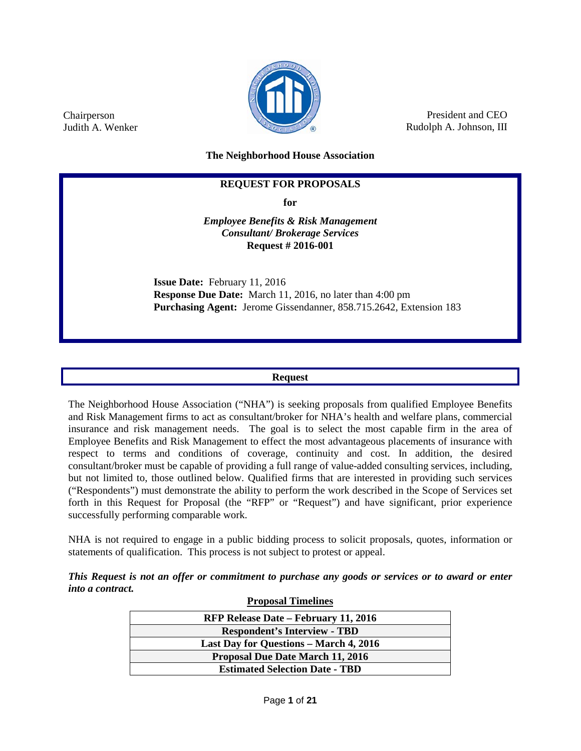Chairperson
Judith A. Wenker

President and CEO
Rudolph A. Johnson, III

**The Neighborhood House Association**

## REQUEST FOR PROPOSALS

**for**

***Employee Benefits & Risk Management Consultant/ Brokerage Services***
**Request # 2016-001**

**Issue Date:** February 11, 2016
**Response Due Date:** March 11, 2016, no later than 4:00 pm
**Purchasing Agent:** Jerome Gissendanner, 858.715.2642, Extension 183

## Request

The Neighborhood House Association ("NHA") is seeking proposals from qualified Employee Benefits and Risk Management firms to act as consultant/broker for NHA's health and welfare plans, commercial insurance and risk management needs. The goal is to select the most capable firm in the area of Employee Benefits and Risk Management to effect the most advantageous placements of insurance with respect to terms and conditions of coverage, continuity and cost. In addition, the desired consultant/broker must be capable of providing a full range of value-added consulting services, including, but not limited to, those outlined below. Qualified firms that are interested in providing such services ("Respondents") must demonstrate the ability to perform the work described in the Scope of Services set forth in this Request for Proposal (the "RFP" or "Request") and have significant, prior experience successfully performing comparable work.

NHA is not required to engage in a public bidding process to solicit proposals, quotes, information or statements of qualification. This process is not subject to protest or appeal.

***This Request is not an offer or commitment to purchase any goods or services or to award or enter into a contract.***

**Proposal Timelines**

| **RFP Release Date – February 11, 2016** |
|---|
| **Respondent's Interview - TBD** |
| **Last Day for Questions – March 4, 2016** |
| **Proposal Due Date March 11, 2016** |
| **Estimated Selection Date - TBD** |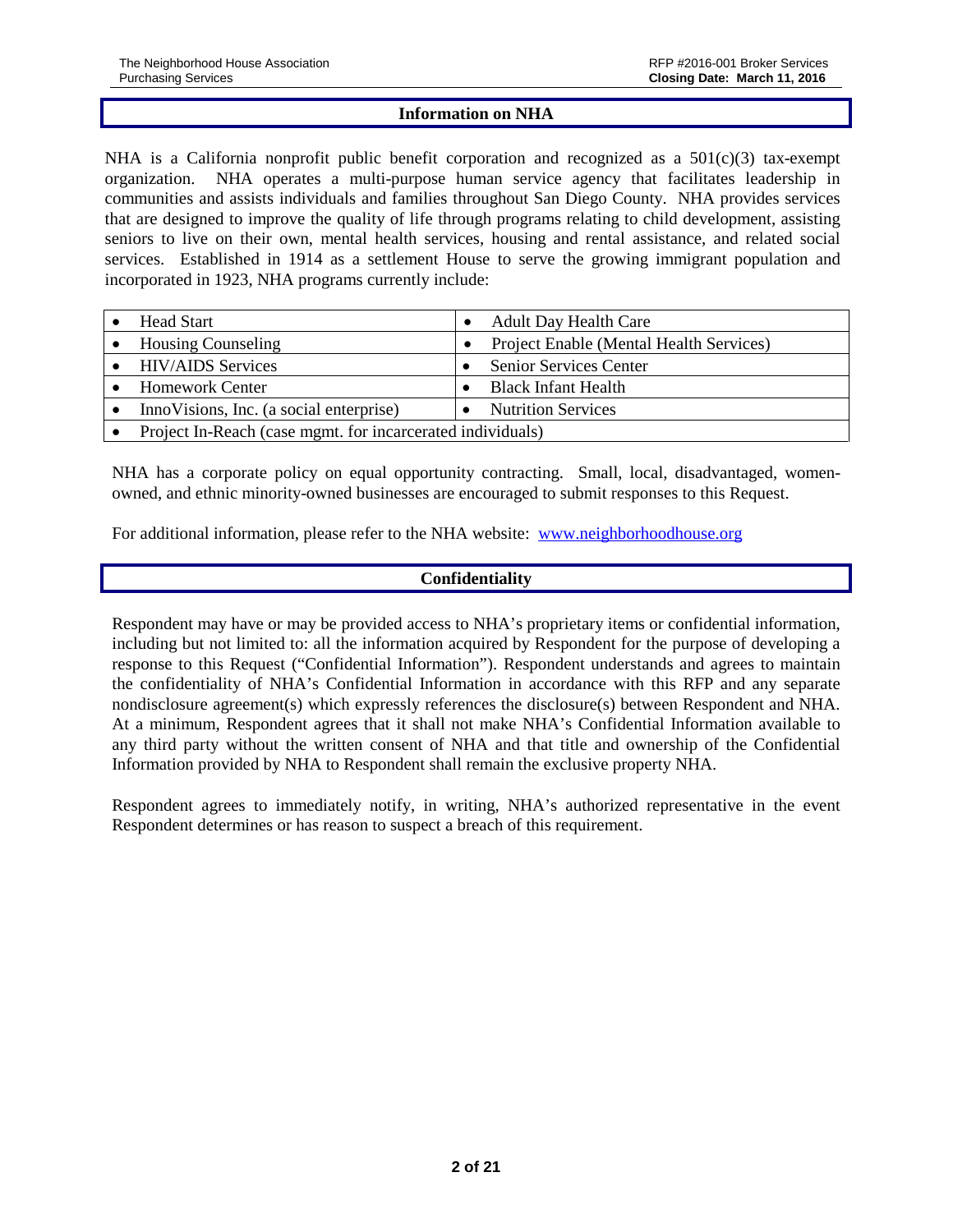## Information on NHA

NHA is a California nonprofit public benefit corporation and recognized as a 501(c)(3) tax-exempt organization. NHA operates a multi-purpose human service agency that facilitates leadership in communities and assists individuals and families throughout San Diego County. NHA provides services that are designed to improve the quality of life through programs relating to child development, assisting seniors to live on their own, mental health services, housing and rental assistance, and related social services. Established in 1914 as a settlement House to serve the growing immigrant population and incorporated in 1923, NHA programs currently include:

| | |
|---|---|
| • Head Start | • Adult Day Health Care |
| • Housing Counseling | • Project Enable (Mental Health Services) |
| • HIV/AIDS Services | • Senior Services Center |
| • Homework Center | • Black Infant Health |
| • InnoVisions, Inc. (a social enterprise) | • Nutrition Services |
| • Project In-Reach (case mgmt. for incarcerated individuals) | |

NHA has a corporate policy on equal opportunity contracting. Small, local, disadvantaged, women-owned, and ethnic minority-owned businesses are encouraged to submit responses to this Request.

For additional information, please refer to the NHA website: [www.neighborhoodhouse.org](http://www.neighborhoodhouse.org)

## Confidentiality

Respondent may have or may be provided access to NHA's proprietary items or confidential information, including but not limited to: all the information acquired by Respondent for the purpose of developing a response to this Request ("Confidential Information"). Respondent understands and agrees to maintain the confidentiality of NHA's Confidential Information in accordance with this RFP and any separate nondisclosure agreement(s) which expressly references the disclosure(s) between Respondent and NHA. At a minimum, Respondent agrees that it shall not make NHA's Confidential Information available to any third party without the written consent of NHA and that title and ownership of the Confidential Information provided by NHA to Respondent shall remain the exclusive property NHA.

Respondent agrees to immediately notify, in writing, NHA's authorized representative in the event Respondent determines or has reason to suspect a breach of this requirement.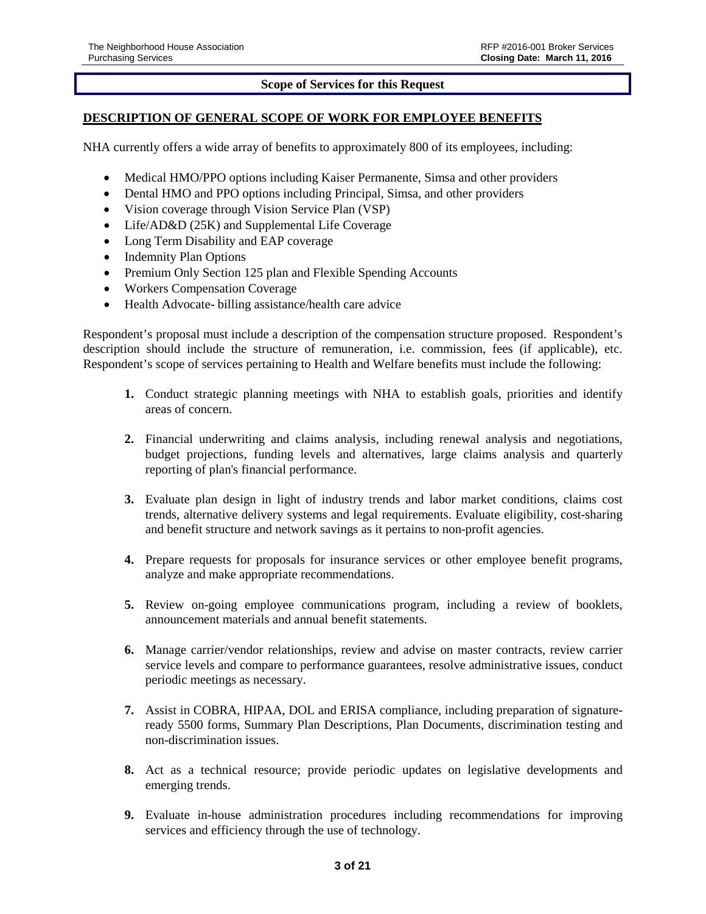## Scope of Services for this Request

### DESCRIPTION OF GENERAL SCOPE OF WORK FOR EMPLOYEE BENEFITS

NHA currently offers a wide array of benefits to approximately 800 of its employees, including:

- Medical HMO/PPO options including Kaiser Permanente, Simsa and other providers
- Dental HMO and PPO options including Principal, Simsa, and other providers
- Vision coverage through Vision Service Plan (VSP)
- Life/AD&D (25K) and Supplemental Life Coverage
- Long Term Disability and EAP coverage
- Indemnity Plan Options
- Premium Only Section 125 plan and Flexible Spending Accounts
- Workers Compensation Coverage
- Health Advocate- billing assistance/health care advice

Respondent's proposal must include a description of the compensation structure proposed. Respondent's description should include the structure of remuneration, i.e. commission, fees (if applicable), etc. Respondent's scope of services pertaining to Health and Welfare benefits must include the following:

1. Conduct strategic planning meetings with NHA to establish goals, priorities and identify areas of concern.
2. Financial underwriting and claims analysis, including renewal analysis and negotiations, budget projections, funding levels and alternatives, large claims analysis and quarterly reporting of plan's financial performance.
3. Evaluate plan design in light of industry trends and labor market conditions, claims cost trends, alternative delivery systems and legal requirements. Evaluate eligibility, cost-sharing and benefit structure and network savings as it pertains to non-profit agencies.
4. Prepare requests for proposals for insurance services or other employee benefit programs, analyze and make appropriate recommendations.
5. Review on-going employee communications program, including a review of booklets, announcement materials and annual benefit statements.
6. Manage carrier/vendor relationships, review and advise on master contracts, review carrier service levels and compare to performance guarantees, resolve administrative issues, conduct periodic meetings as necessary.
7. Assist in COBRA, HIPAA, DOL and ERISA compliance, including preparation of signature-ready 5500 forms, Summary Plan Descriptions, Plan Documents, discrimination testing and non-discrimination issues.
8. Act as a technical resource; provide periodic updates on legislative developments and emerging trends.
9. Evaluate in-house administration procedures including recommendations for improving services and efficiency through the use of technology.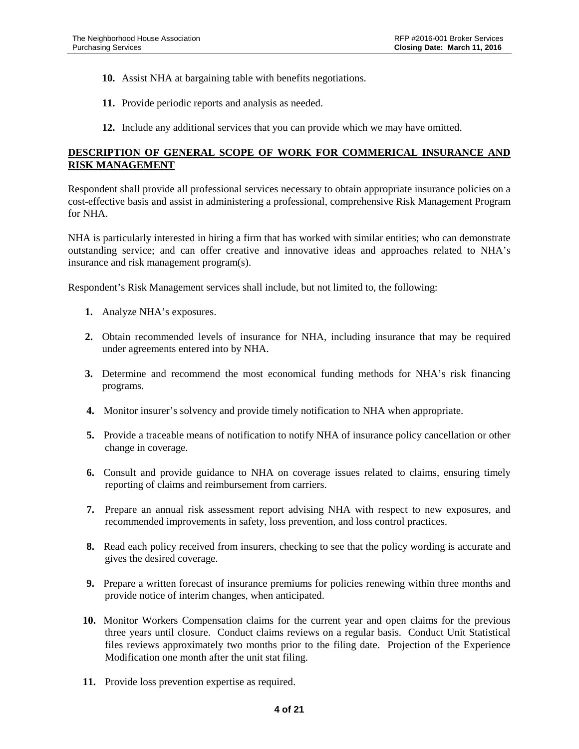10. Assist NHA at bargaining table with benefits negotiations.

11. Provide periodic reports and analysis as needed.

12. Include any additional services that you can provide which we may have omitted.

**DESCRIPTION OF GENERAL SCOPE OF WORK FOR COMMERICAL INSURANCE AND RISK MANAGEMENT**

Respondent shall provide all professional services necessary to obtain appropriate insurance policies on a cost-effective basis and assist in administering a professional, comprehensive Risk Management Program for NHA.

NHA is particularly interested in hiring a firm that has worked with similar entities; who can demonstrate outstanding service; and can offer creative and innovative ideas and approaches related to NHA's insurance and risk management program(s).

Respondent's Risk Management services shall include, but not limited to, the following:

1. Analyze NHA's exposures.

2. Obtain recommended levels of insurance for NHA, including insurance that may be required under agreements entered into by NHA.

3. Determine and recommend the most economical funding methods for NHA's risk financing programs.

4. Monitor insurer's solvency and provide timely notification to NHA when appropriate.

5. Provide a traceable means of notification to notify NHA of insurance policy cancellation or other change in coverage.

6. Consult and provide guidance to NHA on coverage issues related to claims, ensuring timely reporting of claims and reimbursement from carriers.

7. Prepare an annual risk assessment report advising NHA with respect to new exposures, and recommended improvements in safety, loss prevention, and loss control practices.

8. Read each policy received from insurers, checking to see that the policy wording is accurate and gives the desired coverage.

9. Prepare a written forecast of insurance premiums for policies renewing within three months and provide notice of interim changes, when anticipated.

10. Monitor Workers Compensation claims for the current year and open claims for the previous three years until closure. Conduct claims reviews on a regular basis. Conduct Unit Statistical files reviews approximately two months prior to the filing date. Projection of the Experience Modification one month after the unit stat filing.

11. Provide loss prevention expertise as required.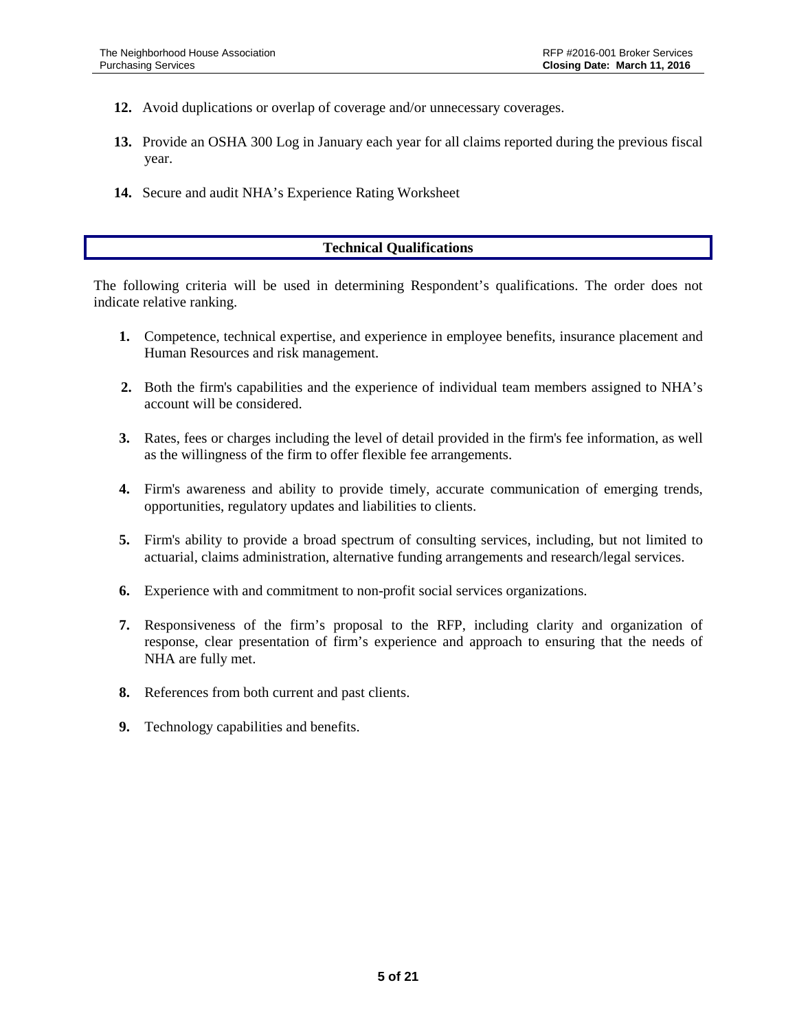12. Avoid duplications or overlap of coverage and/or unnecessary coverages.

13. Provide an OSHA 300 Log in January each year for all claims reported during the previous fiscal year.

14. Secure and audit NHA's Experience Rating Worksheet

## Technical Qualifications

The following criteria will be used in determining Respondent's qualifications. The order does not indicate relative ranking.

1. Competence, technical expertise, and experience in employee benefits, insurance placement and Human Resources and risk management.

2. Both the firm's capabilities and the experience of individual team members assigned to NHA's account will be considered.

3. Rates, fees or charges including the level of detail provided in the firm's fee information, as well as the willingness of the firm to offer flexible fee arrangements.

4. Firm's awareness and ability to provide timely, accurate communication of emerging trends, opportunities, regulatory updates and liabilities to clients.

5. Firm's ability to provide a broad spectrum of consulting services, including, but not limited to actuarial, claims administration, alternative funding arrangements and research/legal services.

6. Experience with and commitment to non-profit social services organizations.

7. Responsiveness of the firm's proposal to the RFP, including clarity and organization of response, clear presentation of firm's experience and approach to ensuring that the needs of NHA are fully met.

8. References from both current and past clients.

9. Technology capabilities and benefits.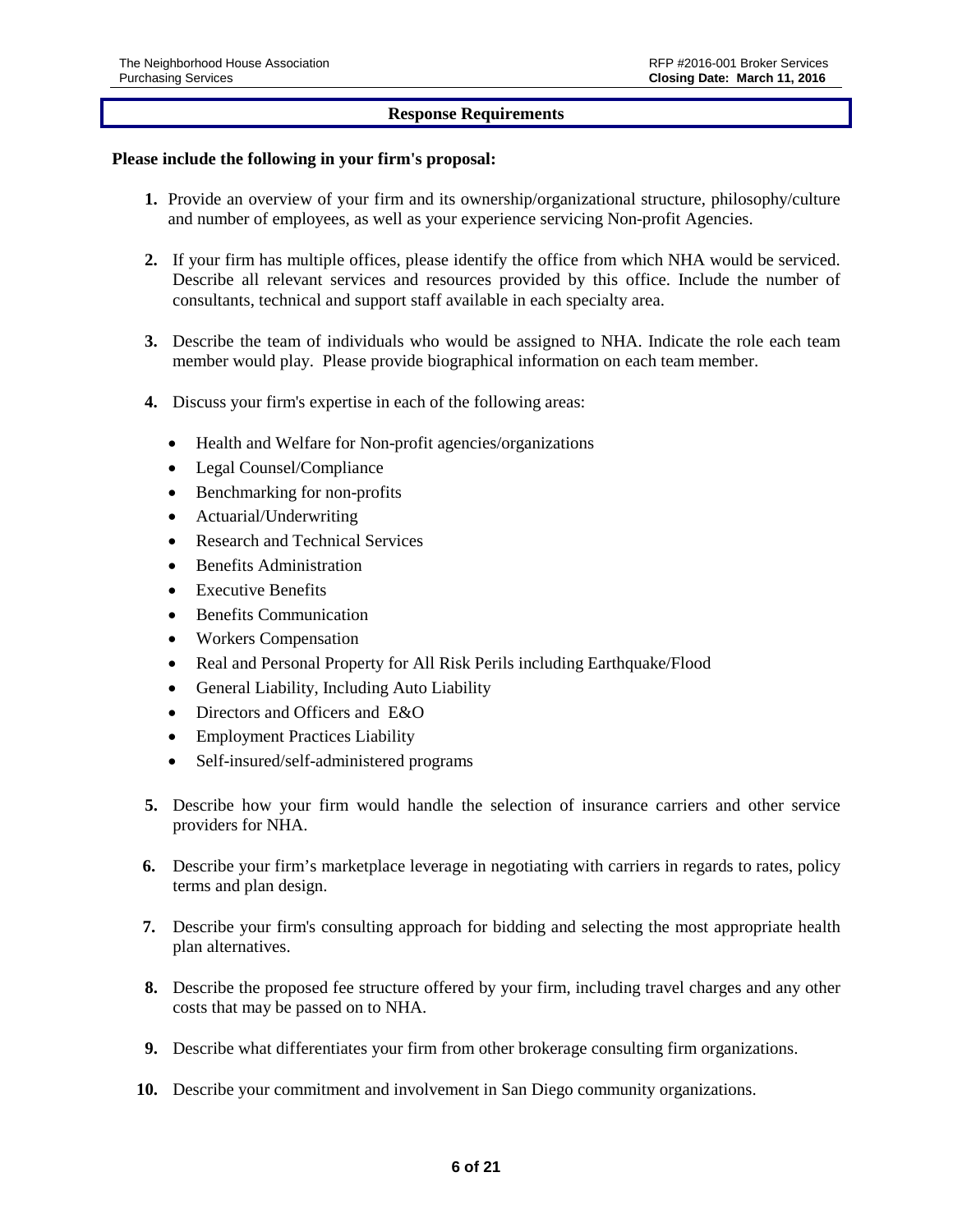## Response Requirements

**Please include the following in your firm's proposal:**

1. Provide an overview of your firm and its ownership/organizational structure, philosophy/culture and number of employees, as well as your experience servicing Non-profit Agencies.
2. If your firm has multiple offices, please identify the office from which NHA would be serviced. Describe all relevant services and resources provided by this office. Include the number of consultants, technical and support staff available in each specialty area.
3. Describe the team of individuals who would be assigned to NHA. Indicate the role each team member would play. Please provide biographical information on each team member.
4. Discuss your firm's expertise in each of the following areas:
   - Health and Welfare for Non-profit agencies/organizations
   - Legal Counsel/Compliance
   - Benchmarking for non-profits
   - Actuarial/Underwriting
   - Research and Technical Services
   - Benefits Administration
   - Executive Benefits
   - Benefits Communication
   - Workers Compensation
   - Real and Personal Property for All Risk Perils including Earthquake/Flood
   - General Liability, Including Auto Liability
   - Directors and Officers and E&O
   - Employment Practices Liability
   - Self-insured/self-administered programs
5. Describe how your firm would handle the selection of insurance carriers and other service providers for NHA.
6. Describe your firm's marketplace leverage in negotiating with carriers in regards to rates, policy terms and plan design.
7. Describe your firm's consulting approach for bidding and selecting the most appropriate health plan alternatives.
8. Describe the proposed fee structure offered by your firm, including travel charges and any other costs that may be passed on to NHA.
9. Describe what differentiates your firm from other brokerage consulting firm organizations.
10. Describe your commitment and involvement in San Diego community organizations.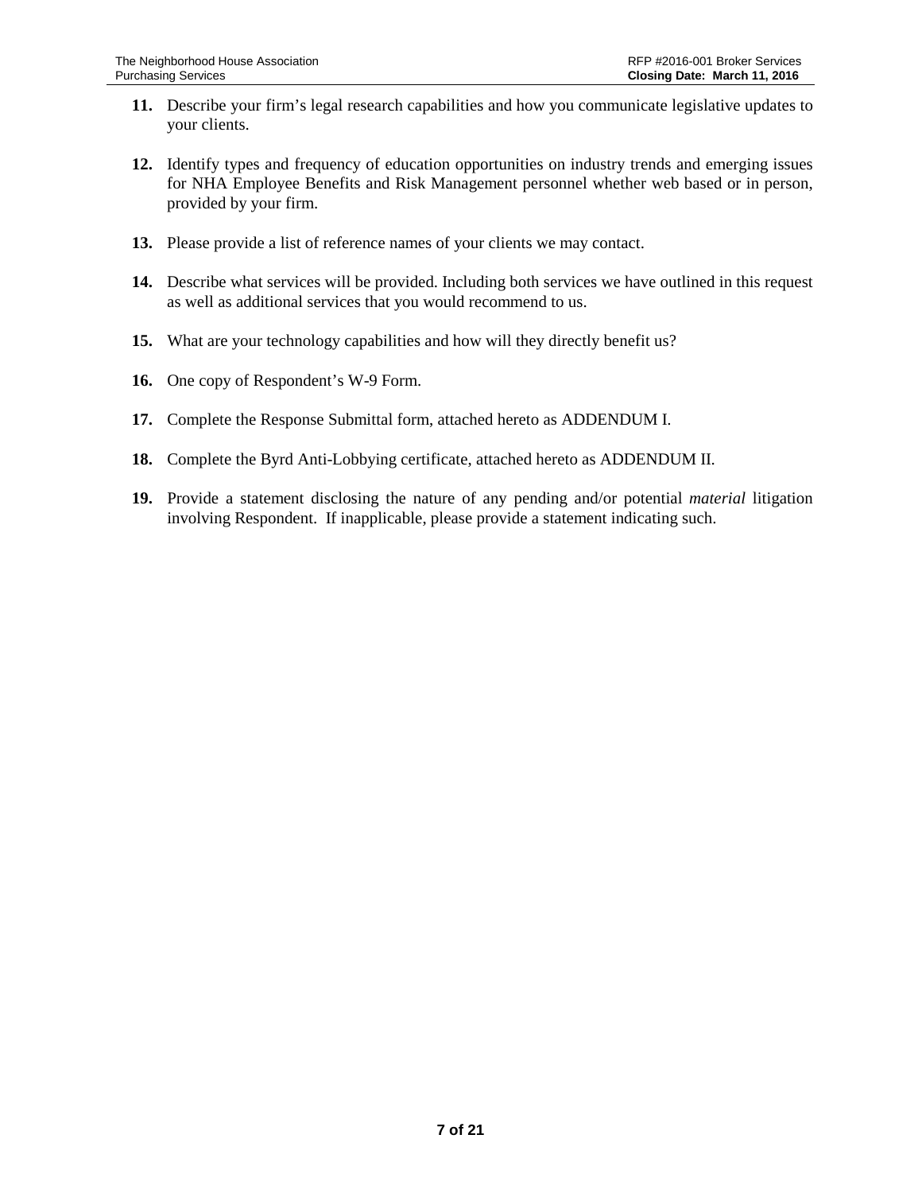11. Describe your firm's legal research capabilities and how you communicate legislative updates to your clients.

12. Identify types and frequency of education opportunities on industry trends and emerging issues for NHA Employee Benefits and Risk Management personnel whether web based or in person, provided by your firm.

13. Please provide a list of reference names of your clients we may contact.

14. Describe what services will be provided. Including both services we have outlined in this request as well as additional services that you would recommend to us.

15. What are your technology capabilities and how will they directly benefit us?

16. One copy of Respondent's W-9 Form.

17. Complete the Response Submittal form, attached hereto as ADDENDUM I.

18. Complete the Byrd Anti-Lobbying certificate, attached hereto as ADDENDUM II.

19. Provide a statement disclosing the nature of any pending and/or potential *material* litigation involving Respondent. If inapplicable, please provide a statement indicating such.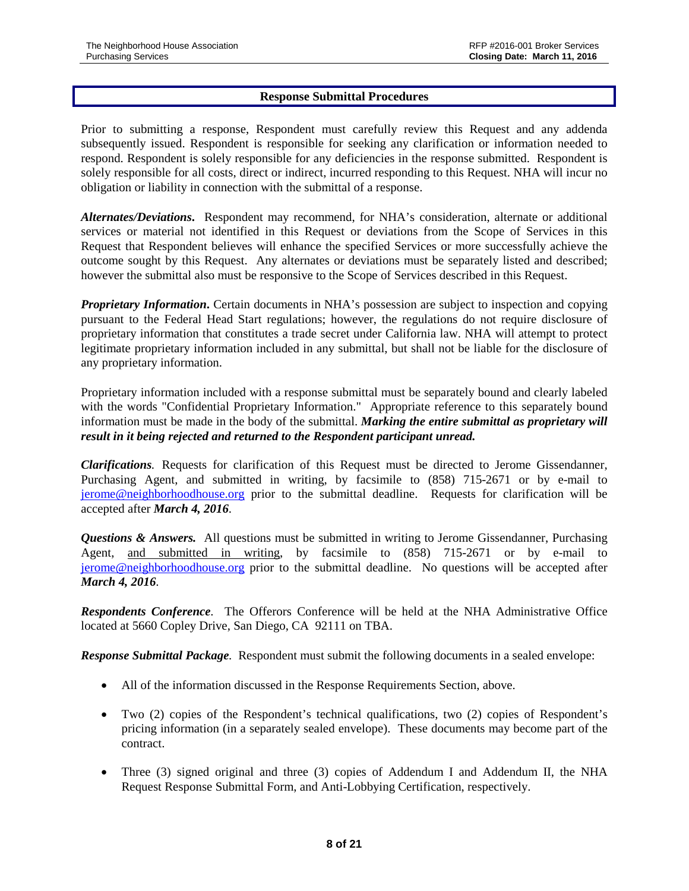## Response Submittal Procedures

Prior to submitting a response, Respondent must carefully review this Request and any addenda subsequently issued. Respondent is responsible for seeking any clarification or information needed to respond. Respondent is solely responsible for any deficiencies in the response submitted. Respondent is solely responsible for all costs, direct or indirect, incurred responding to this Request. NHA will incur no obligation or liability in connection with the submittal of a response.

***Alternates/Deviations.*** Respondent may recommend, for NHA's consideration, alternate or additional services or material not identified in this Request or deviations from the Scope of Services in this Request that Respondent believes will enhance the specified Services or more successfully achieve the outcome sought by this Request. Any alternates or deviations must be separately listed and described; however the submittal also must be responsive to the Scope of Services described in this Request.

***Proprietary Information.*** Certain documents in NHA's possession are subject to inspection and copying pursuant to the Federal Head Start regulations; however, the regulations do not require disclosure of proprietary information that constitutes a trade secret under California law. NHA will attempt to protect legitimate proprietary information included in any submittal, but shall not be liable for the disclosure of any proprietary information.

Proprietary information included with a response submittal must be separately bound and clearly labeled with the words "Confidential Proprietary Information." Appropriate reference to this separately bound information must be made in the body of the submittal. ***Marking the entire submittal as proprietary will result in it being rejected and returned to the Respondent participant unread.***

***Clarifications.*** Requests for clarification of this Request must be directed to Jerome Gissendanner, Purchasing Agent, and submitted in writing, by facsimile to (858) 715-2671 or by e-mail to jerome@neighborhoodhouse.org prior to the submittal deadline. Requests for clarification will be accepted after ***March 4, 2016***.

***Questions & Answers.*** All questions must be submitted in writing to Jerome Gissendanner, Purchasing Agent, and submitted in writing, by facsimile to (858) 715-2671 or by e-mail to jerome@neighborhoodhouse.org prior to the submittal deadline. No questions will be accepted after ***March 4, 2016***.

***Respondents Conference***. The Offerors Conference will be held at the NHA Administrative Office located at 5660 Copley Drive, San Diego, CA 92111 on TBA.

***Response Submittal Package***. Respondent must submit the following documents in a sealed envelope:

- All of the information discussed in the Response Requirements Section, above.
- Two (2) copies of the Respondent's technical qualifications, two (2) copies of Respondent's pricing information (in a separately sealed envelope). These documents may become part of the contract.
- Three (3) signed original and three (3) copies of Addendum I and Addendum II, the NHA Request Response Submittal Form, and Anti-Lobbying Certification, respectively.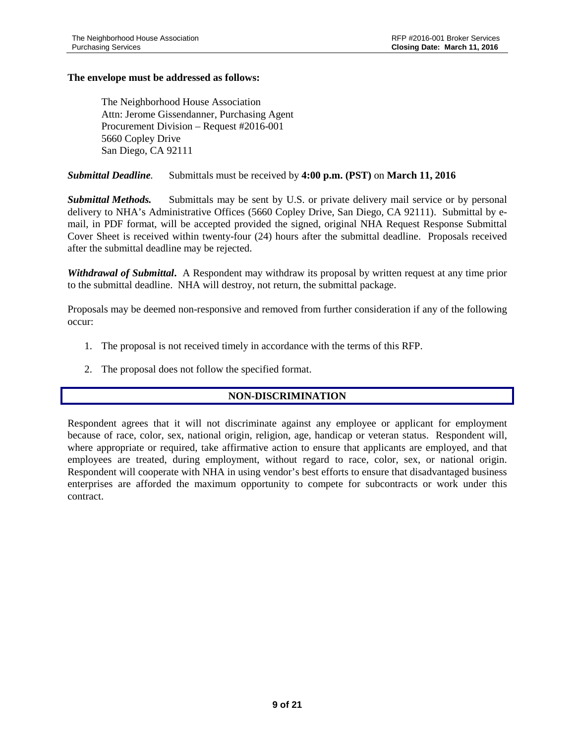**The envelope must be addressed as follows:**

The Neighborhood House Association
Attn: Jerome Gissendanner, Purchasing Agent
Procurement Division – Request #2016-001
5660 Copley Drive
San Diego, CA 92111

***Submittal Deadline.*** Submittals must be received by **4:00 p.m. (PST)** on **March 11, 2016**

***Submittal Methods.*** Submittals may be sent by U.S. or private delivery mail service or by personal delivery to NHA's Administrative Offices (5660 Copley Drive, San Diego, CA 92111). Submittal by e-mail, in PDF format, will be accepted provided the signed, original NHA Request Response Submittal Cover Sheet is received within twenty-four (24) hours after the submittal deadline. Proposals received after the submittal deadline may be rejected.

***Withdrawal of Submittal.*** A Respondent may withdraw its proposal by written request at any time prior to the submittal deadline. NHA will destroy, not return, the submittal package.

Proposals may be deemed non-responsive and removed from further consideration if any of the following occur:

1. The proposal is not received timely in accordance with the terms of this RFP.
2. The proposal does not follow the specified format.

## NON-DISCRIMINATION

Respondent agrees that it will not discriminate against any employee or applicant for employment because of race, color, sex, national origin, religion, age, handicap or veteran status. Respondent will, where appropriate or required, take affirmative action to ensure that applicants are employed, and that employees are treated, during employment, without regard to race, color, sex, or national origin. Respondent will cooperate with NHA in using vendor's best efforts to ensure that disadvantaged business enterprises are afforded the maximum opportunity to compete for subcontracts or work under this contract.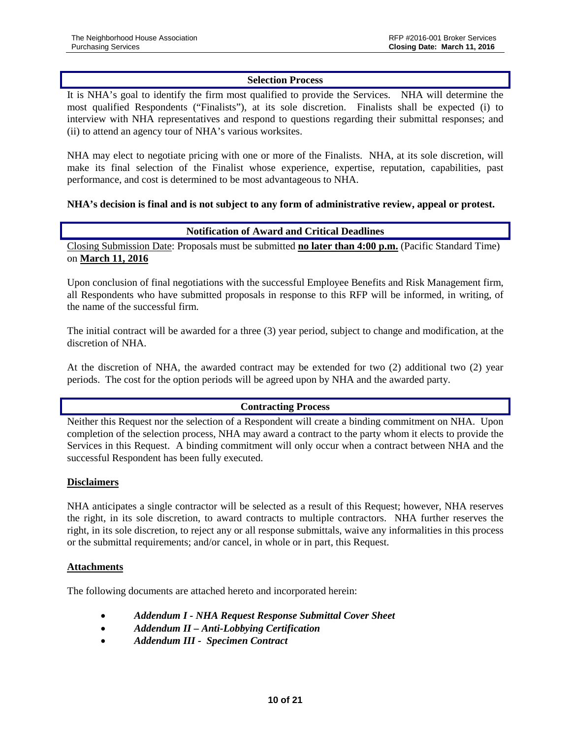## Selection Process

It is NHA's goal to identify the firm most qualified to provide the Services. NHA will determine the most qualified Respondents ("Finalists"), at its sole discretion. Finalists shall be expected (i) to interview with NHA representatives and respond to questions regarding their submittal responses; and (ii) to attend an agency tour of NHA's various worksites.

NHA may elect to negotiate pricing with one or more of the Finalists. NHA, at its sole discretion, will make its final selection of the Finalist whose experience, expertise, reputation, capabilities, past performance, and cost is determined to be most advantageous to NHA.

**NHA's decision is final and is not subject to any form of administrative review, appeal or protest.**

## Notification of Award and Critical Deadlines

Closing Submission Date: Proposals must be submitted **no later than 4:00 p.m.** (Pacific Standard Time) on **March 11, 2016**

Upon conclusion of final negotiations with the successful Employee Benefits and Risk Management firm, all Respondents who have submitted proposals in response to this RFP will be informed, in writing, of the name of the successful firm.

The initial contract will be awarded for a three (3) year period, subject to change and modification, at the discretion of NHA.

At the discretion of NHA, the awarded contract may be extended for two (2) additional two (2) year periods. The cost for the option periods will be agreed upon by NHA and the awarded party.

## Contracting Process

Neither this Request nor the selection of a Respondent will create a binding commitment on NHA. Upon completion of the selection process, NHA may award a contract to the party whom it elects to provide the Services in this Request. A binding commitment will only occur when a contract between NHA and the successful Respondent has been fully executed.

### Disclaimers

NHA anticipates a single contractor will be selected as a result of this Request; however, NHA reserves the right, in its sole discretion, to award contracts to multiple contractors. NHA further reserves the right, in its sole discretion, to reject any or all response submittals, waive any informalities in this process or the submittal requirements; and/or cancel, in whole or in part, this Request.

### Attachments

The following documents are attached hereto and incorporated herein:

- ***Addendum I - NHA Request Response Submittal Cover Sheet***
- ***Addendum II – Anti-Lobbying Certification***
- ***Addendum III - Specimen Contract***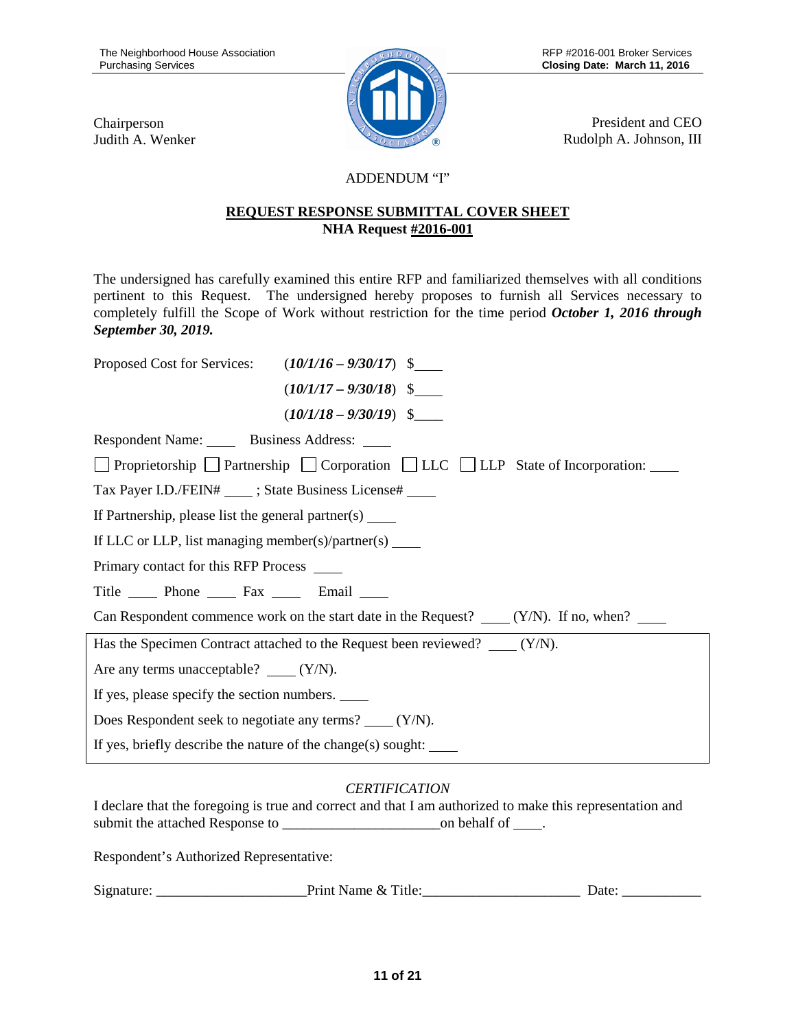Chairperson
Judith A. Wenker

President and CEO
Rudolph A. Johnson, III

ADDENDUM "I"

## REQUEST RESPONSE SUBMITTAL COVER SHEET

**NHA Request #2016-001**

The undersigned has carefully examined this entire RFP and familiarized themselves with all conditions pertinent to this Request. The undersigned hereby proposes to furnish all Services necessary to completely fulfill the Scope of Work without restriction for the time period ***October 1, 2016 through September 30, 2019.***

Proposed Cost for Services: (***10/1/16 – 9/30/17***) $____

(***10/1/17 – 9/30/18***) $____

(***10/1/18 – 9/30/19***) $____

Respondent Name: ____ Business Address: ____

☐ Proprietorship ☐ Partnership ☐ Corporation ☐ LLC ☐ LLP State of Incorporation: ____

Tax Payer I.D./FEIN# ____ ; State Business License# ____

If Partnership, please list the general partner(s) ____

If LLC or LLP, list managing member(s)/partner(s) ____

Primary contact for this RFP Process ____

Title ____ Phone ____ Fax ____ Email ____

Can Respondent commence work on the start date in the Request? ____ (Y/N). If no, when? ____

Has the Specimen Contract attached to the Request been reviewed? ____ (Y/N).

Are any terms unacceptable? ____ (Y/N).

If yes, please specify the section numbers. ____

Does Respondent seek to negotiate any terms? ____ (Y/N).

If yes, briefly describe the nature of the change(s) sought: ____

*CERTIFICATION*

I declare that the foregoing is true and correct and that I am authorized to make this representation and submit the attached Response to ______________________on behalf of ____.

Respondent's Authorized Representative:

Signature: _____________________Print Name & Title:______________________ Date: ___________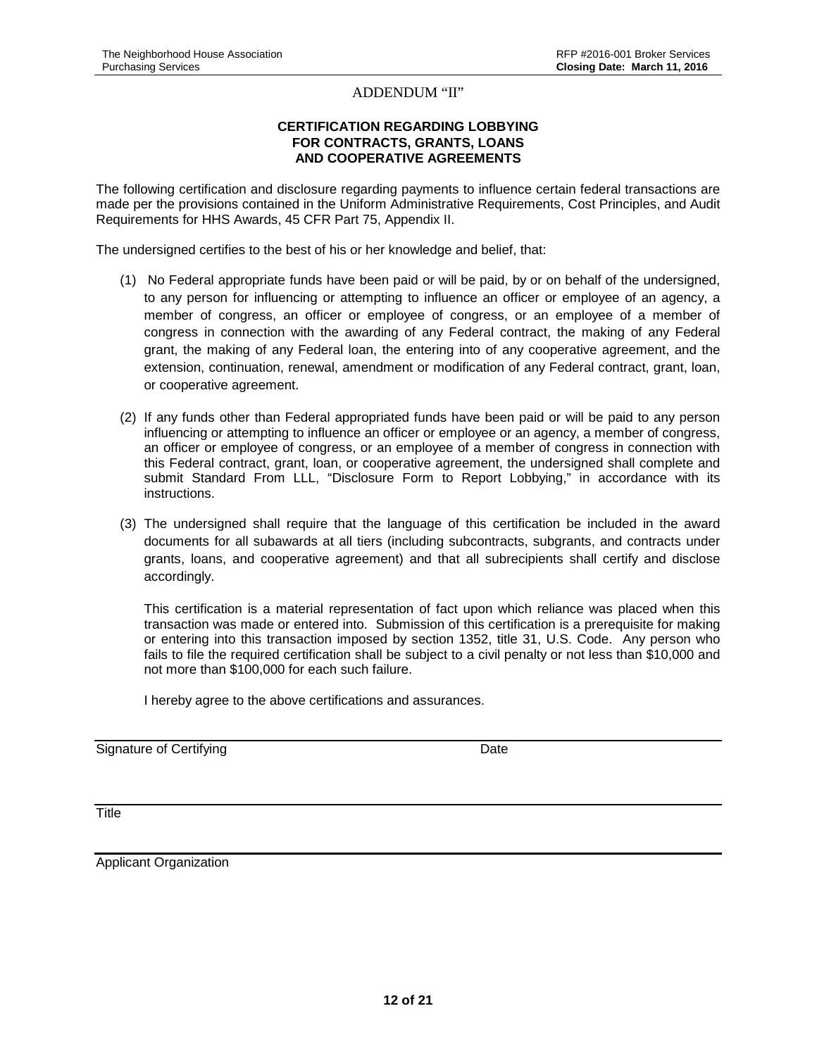ADDENDUM "II"

**CERTIFICATION REGARDING LOBBYING FOR CONTRACTS, GRANTS, LOANS AND COOPERATIVE AGREEMENTS**

The following certification and disclosure regarding payments to influence certain federal transactions are made per the provisions contained in the Uniform Administrative Requirements, Cost Principles, and Audit Requirements for HHS Awards, 45 CFR Part 75, Appendix II.

The undersigned certifies to the best of his or her knowledge and belief, that:

(1) No Federal appropriate funds have been paid or will be paid, by or on behalf of the undersigned, to any person for influencing or attempting to influence an officer or employee of an agency, a member of congress, an officer or employee of congress, or an employee of a member of congress in connection with the awarding of any Federal contract, the making of any Federal grant, the making of any Federal loan, the entering into of any cooperative agreement, and the extension, continuation, renewal, amendment or modification of any Federal contract, grant, loan, or cooperative agreement.

(2) If any funds other than Federal appropriated funds have been paid or will be paid to any person influencing or attempting to influence an officer or employee or an agency, a member of congress, an officer or employee of congress, or an employee of a member of congress in connection with this Federal contract, grant, loan, or cooperative agreement, the undersigned shall complete and submit Standard From LLL, "Disclosure Form to Report Lobbying," in accordance with its instructions.

(3) The undersigned shall require that the language of this certification be included in the award documents for all subawards at all tiers (including subcontracts, subgrants, and contracts under grants, loans, and cooperative agreement) and that all subrecipients shall certify and disclose accordingly.

This certification is a material representation of fact upon which reliance was placed when this transaction was made or entered into. Submission of this certification is a prerequisite for making or entering into this transaction imposed by section 1352, title 31, U.S. Code. Any person who fails to file the required certification shall be subject to a civil penalty or not less than $10,000 and not more than $100,000 for each such failure.

I hereby agree to the above certifications and assurances.

Signature of Certifying Date

Title

Applicant Organization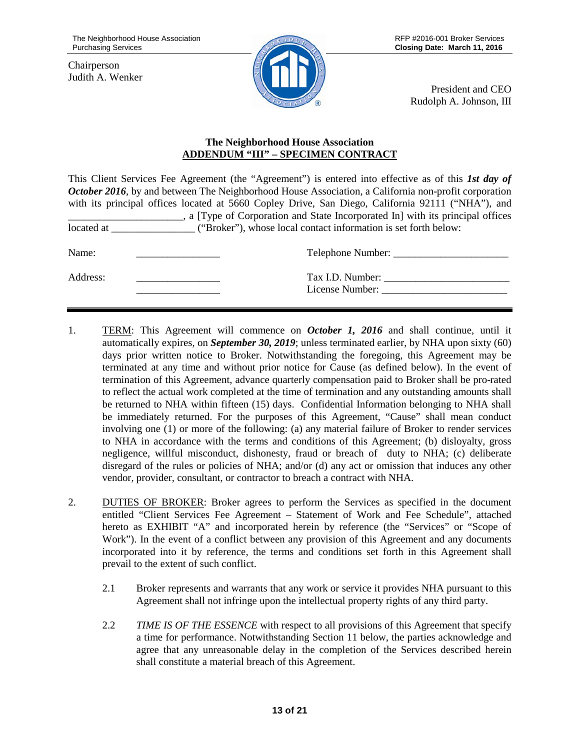Chairperson
Judith A. Wenker

President and CEO
Rudolph A. Johnson, III

**The Neighborhood House Association**
**ADDENDUM "III" – SPECIMEN CONTRACT**

This Client Services Fee Agreement (the "Agreement") is entered into effective as of this ***1st day of October 2016***, by and between The Neighborhood House Association, a California non-profit corporation with its principal offices located at 5660 Copley Drive, San Diego, California 92111 ("NHA"), and ______________________, a [Type of Corporation and State Incorporated In] with its principal offices located at ________________ ("Broker"), whose local contact information is set forth below:

Name: ________________ Telephone Number: ______________________

Address: ________________ Tax I.D. Number: ________________________
________________ License Number: ________________________

---

1. TERM: This Agreement will commence on ***October 1, 2016*** and shall continue, until it automatically expires, on ***September 30, 2019***; unless terminated earlier, by NHA upon sixty (60) days prior written notice to Broker. Notwithstanding the foregoing, this Agreement may be terminated at any time and without prior notice for Cause (as defined below). In the event of termination of this Agreement, advance quarterly compensation paid to Broker shall be pro-rated to reflect the actual work completed at the time of termination and any outstanding amounts shall be returned to NHA within fifteen (15) days. Confidential Information belonging to NHA shall be immediately returned. For the purposes of this Agreement, "Cause" shall mean conduct involving one (1) or more of the following: (a) any material failure of Broker to render services to NHA in accordance with the terms and conditions of this Agreement; (b) disloyalty, gross negligence, willful misconduct, dishonesty, fraud or breach of duty to NHA; (c) deliberate disregard of the rules or policies of NHA; and/or (d) any act or omission that induces any other vendor, provider, consultant, or contractor to breach a contract with NHA.

2. DUTIES OF BROKER: Broker agrees to perform the Services as specified in the document entitled "Client Services Fee Agreement – Statement of Work and Fee Schedule", attached hereto as EXHIBIT "A" and incorporated herein by reference (the "Services" or "Scope of Work"). In the event of a conflict between any provision of this Agreement and any documents incorporated into it by reference, the terms and conditions set forth in this Agreement shall prevail to the extent of such conflict.

   2.1 Broker represents and warrants that any work or service it provides NHA pursuant to this Agreement shall not infringe upon the intellectual property rights of any third party.

   2.2 *TIME IS OF THE ESSENCE* with respect to all provisions of this Agreement that specify a time for performance. Notwithstanding Section 11 below, the parties acknowledge and agree that any unreasonable delay in the completion of the Services described herein shall constitute a material breach of this Agreement.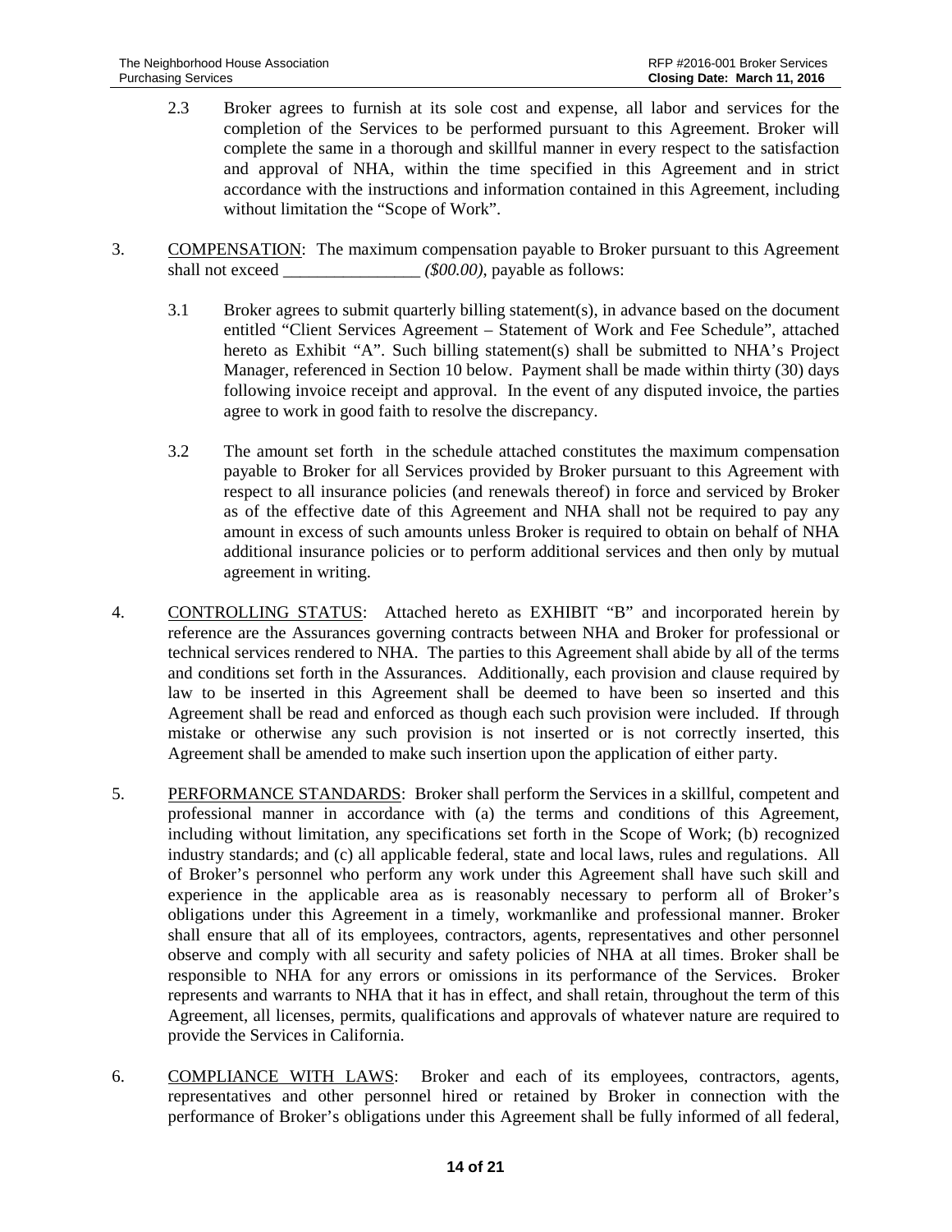2.3 Broker agrees to furnish at its sole cost and expense, all labor and services for the completion of the Services to be performed pursuant to this Agreement. Broker will complete the same in a thorough and skillful manner in every respect to the satisfaction and approval of NHA, within the time specified in this Agreement and in strict accordance with the instructions and information contained in this Agreement, including without limitation the "Scope of Work".

3. COMPENSATION: The maximum compensation payable to Broker pursuant to this Agreement shall not exceed ________________ *($00.00)*, payable as follows:

3.1 Broker agrees to submit quarterly billing statement(s), in advance based on the document entitled "Client Services Agreement – Statement of Work and Fee Schedule", attached hereto as Exhibit "A". Such billing statement(s) shall be submitted to NHA's Project Manager, referenced in Section 10 below. Payment shall be made within thirty (30) days following invoice receipt and approval. In the event of any disputed invoice, the parties agree to work in good faith to resolve the discrepancy.

3.2 The amount set forth in the schedule attached constitutes the maximum compensation payable to Broker for all Services provided by Broker pursuant to this Agreement with respect to all insurance policies (and renewals thereof) in force and serviced by Broker as of the effective date of this Agreement and NHA shall not be required to pay any amount in excess of such amounts unless Broker is required to obtain on behalf of NHA additional insurance policies or to perform additional services and then only by mutual agreement in writing.

4. CONTROLLING STATUS: Attached hereto as EXHIBIT "B" and incorporated herein by reference are the Assurances governing contracts between NHA and Broker for professional or technical services rendered to NHA. The parties to this Agreement shall abide by all of the terms and conditions set forth in the Assurances. Additionally, each provision and clause required by law to be inserted in this Agreement shall be deemed to have been so inserted and this Agreement shall be read and enforced as though each such provision were included. If through mistake or otherwise any such provision is not inserted or is not correctly inserted, this Agreement shall be amended to make such insertion upon the application of either party.

5. PERFORMANCE STANDARDS: Broker shall perform the Services in a skillful, competent and professional manner in accordance with (a) the terms and conditions of this Agreement, including without limitation, any specifications set forth in the Scope of Work; (b) recognized industry standards; and (c) all applicable federal, state and local laws, rules and regulations. All of Broker's personnel who perform any work under this Agreement shall have such skill and experience in the applicable area as is reasonably necessary to perform all of Broker's obligations under this Agreement in a timely, workmanlike and professional manner. Broker shall ensure that all of its employees, contractors, agents, representatives and other personnel observe and comply with all security and safety policies of NHA at all times. Broker shall be responsible to NHA for any errors or omissions in its performance of the Services. Broker represents and warrants to NHA that it has in effect, and shall retain, throughout the term of this Agreement, all licenses, permits, qualifications and approvals of whatever nature are required to provide the Services in California.

6. COMPLIANCE WITH LAWS: Broker and each of its employees, contractors, agents, representatives and other personnel hired or retained by Broker in connection with the performance of Broker's obligations under this Agreement shall be fully informed of all federal,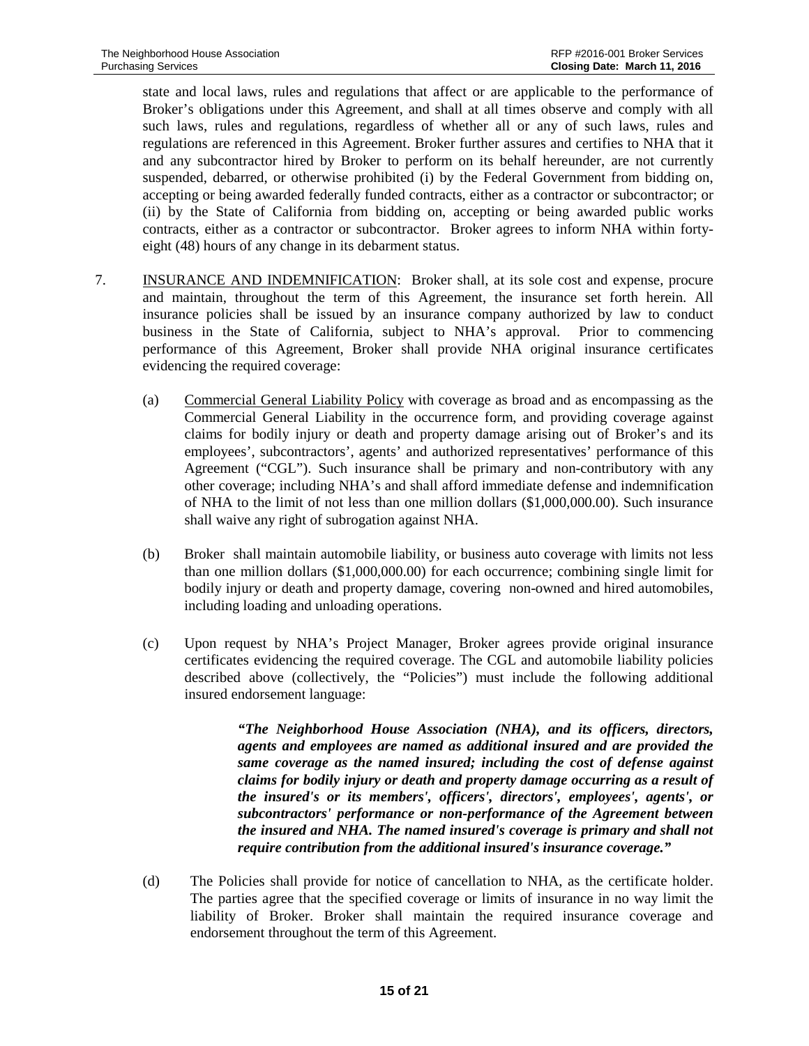state and local laws, rules and regulations that affect or are applicable to the performance of Broker's obligations under this Agreement, and shall at all times observe and comply with all such laws, rules and regulations, regardless of whether all or any of such laws, rules and regulations are referenced in this Agreement. Broker further assures and certifies to NHA that it and any subcontractor hired by Broker to perform on its behalf hereunder, are not currently suspended, debarred, or otherwise prohibited (i) by the Federal Government from bidding on, accepting or being awarded federally funded contracts, either as a contractor or subcontractor; or (ii) by the State of California from bidding on, accepting or being awarded public works contracts, either as a contractor or subcontractor. Broker agrees to inform NHA within forty-eight (48) hours of any change in its debarment status.

7. INSURANCE AND INDEMNIFICATION: Broker shall, at its sole cost and expense, procure and maintain, throughout the term of this Agreement, the insurance set forth herein. All insurance policies shall be issued by an insurance company authorized by law to conduct business in the State of California, subject to NHA's approval. Prior to commencing performance of this Agreement, Broker shall provide NHA original insurance certificates evidencing the required coverage:

   (a) Commercial General Liability Policy with coverage as broad and as encompassing as the Commercial General Liability in the occurrence form, and providing coverage against claims for bodily injury or death and property damage arising out of Broker's and its employees', subcontractors', agents' and authorized representatives' performance of this Agreement ("CGL"). Such insurance shall be primary and non-contributory with any other coverage; including NHA's and shall afford immediate defense and indemnification of NHA to the limit of not less than one million dollars ($1,000,000.00). Such insurance shall waive any right of subrogation against NHA.

   (b) Broker shall maintain automobile liability, or business auto coverage with limits not less than one million dollars ($1,000,000.00) for each occurrence; combining single limit for bodily injury or death and property damage, covering non-owned and hired automobiles, including loading and unloading operations.

   (c) Upon request by NHA's Project Manager, Broker agrees provide original insurance certificates evidencing the required coverage. The CGL and automobile liability policies described above (collectively, the "Policies") must include the following additional insured endorsement language:

   > ***"The Neighborhood House Association (NHA), and its officers, directors, agents and employees are named as additional insured and are provided the same coverage as the named insured; including the cost of defense against claims for bodily injury or death and property damage occurring as a result of the insured's or its members', officers', directors', employees', agents', or subcontractors' performance or non-performance of the Agreement between the insured and NHA. The named insured's coverage is primary and shall not require contribution from the additional insured's insurance coverage."***

   (d) The Policies shall provide for notice of cancellation to NHA, as the certificate holder. The parties agree that the specified coverage or limits of insurance in no way limit the liability of Broker. Broker shall maintain the required insurance coverage and endorsement throughout the term of this Agreement.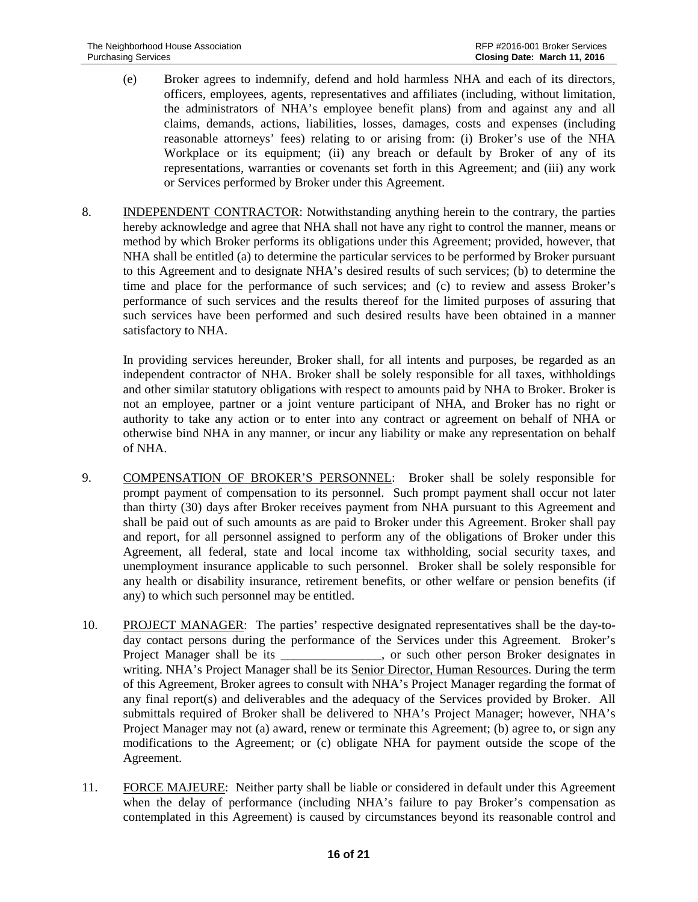(e) Broker agrees to indemnify, defend and hold harmless NHA and each of its directors, officers, employees, agents, representatives and affiliates (including, without limitation, the administrators of NHA's employee benefit plans) from and against any and all claims, demands, actions, liabilities, losses, damages, costs and expenses (including reasonable attorneys' fees) relating to or arising from: (i) Broker's use of the NHA Workplace or its equipment; (ii) any breach or default by Broker of any of its representations, warranties or covenants set forth in this Agreement; and (iii) any work or Services performed by Broker under this Agreement.

8. INDEPENDENT CONTRACTOR: Notwithstanding anything herein to the contrary, the parties hereby acknowledge and agree that NHA shall not have any right to control the manner, means or method by which Broker performs its obligations under this Agreement; provided, however, that NHA shall be entitled (a) to determine the particular services to be performed by Broker pursuant to this Agreement and to designate NHA's desired results of such services; (b) to determine the time and place for the performance of such services; and (c) to review and assess Broker's performance of such services and the results thereof for the limited purposes of assuring that such services have been performed and such desired results have been obtained in a manner satisfactory to NHA.

In providing services hereunder, Broker shall, for all intents and purposes, be regarded as an independent contractor of NHA. Broker shall be solely responsible for all taxes, withholdings and other similar statutory obligations with respect to amounts paid by NHA to Broker. Broker is not an employee, partner or a joint venture participant of NHA, and Broker has no right or authority to take any action or to enter into any contract or agreement on behalf of NHA or otherwise bind NHA in any manner, or incur any liability or make any representation on behalf of NHA.

9. COMPENSATION OF BROKER'S PERSONNEL: Broker shall be solely responsible for prompt payment of compensation to its personnel. Such prompt payment shall occur not later than thirty (30) days after Broker receives payment from NHA pursuant to this Agreement and shall be paid out of such amounts as are paid to Broker under this Agreement. Broker shall pay and report, for all personnel assigned to perform any of the obligations of Broker under this Agreement, all federal, state and local income tax withholding, social security taxes, and unemployment insurance applicable to such personnel. Broker shall be solely responsible for any health or disability insurance, retirement benefits, or other welfare or pension benefits (if any) to which such personnel may be entitled.

10. PROJECT MANAGER: The parties' respective designated representatives shall be the day-to-day contact persons during the performance of the Services under this Agreement. Broker's Project Manager shall be its ________________, or such other person Broker designates in writing. NHA's Project Manager shall be its Senior Director, Human Resources. During the term of this Agreement, Broker agrees to consult with NHA's Project Manager regarding the format of any final report(s) and deliverables and the adequacy of the Services provided by Broker. All submittals required of Broker shall be delivered to NHA's Project Manager; however, NHA's Project Manager may not (a) award, renew or terminate this Agreement; (b) agree to, or sign any modifications to the Agreement; or (c) obligate NHA for payment outside the scope of the Agreement.

11. FORCE MAJEURE: Neither party shall be liable or considered in default under this Agreement when the delay of performance (including NHA's failure to pay Broker's compensation as contemplated in this Agreement) is caused by circumstances beyond its reasonable control and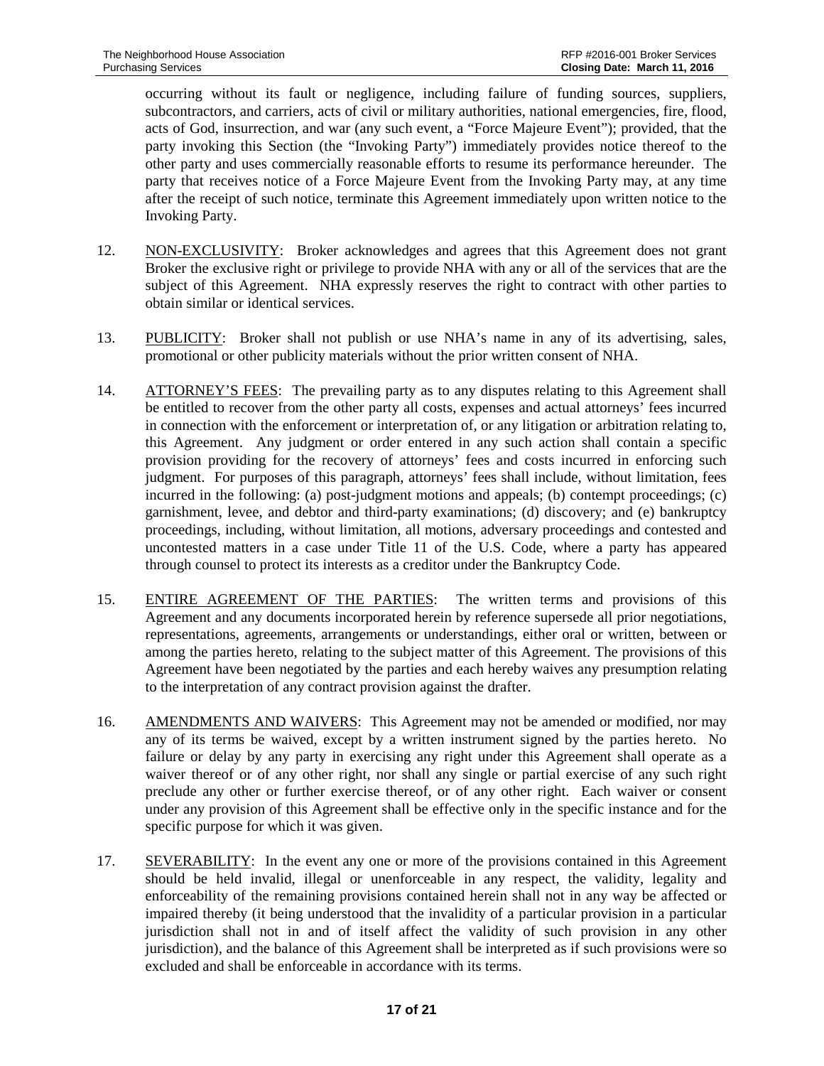occurring without its fault or negligence, including failure of funding sources, suppliers, subcontractors, and carriers, acts of civil or military authorities, national emergencies, fire, flood, acts of God, insurrection, and war (any such event, a "Force Majeure Event"); provided, that the party invoking this Section (the "Invoking Party") immediately provides notice thereof to the other party and uses commercially reasonable efforts to resume its performance hereunder. The party that receives notice of a Force Majeure Event from the Invoking Party may, at any time after the receipt of such notice, terminate this Agreement immediately upon written notice to the Invoking Party.

12. NON-EXCLUSIVITY: Broker acknowledges and agrees that this Agreement does not grant Broker the exclusive right or privilege to provide NHA with any or all of the services that are the subject of this Agreement. NHA expressly reserves the right to contract with other parties to obtain similar or identical services.

13. PUBLICITY: Broker shall not publish or use NHA's name in any of its advertising, sales, promotional or other publicity materials without the prior written consent of NHA.

14. ATTORNEY'S FEES: The prevailing party as to any disputes relating to this Agreement shall be entitled to recover from the other party all costs, expenses and actual attorneys' fees incurred in connection with the enforcement or interpretation of, or any litigation or arbitration relating to, this Agreement. Any judgment or order entered in any such action shall contain a specific provision providing for the recovery of attorneys' fees and costs incurred in enforcing such judgment. For purposes of this paragraph, attorneys' fees shall include, without limitation, fees incurred in the following: (a) post-judgment motions and appeals; (b) contempt proceedings; (c) garnishment, levee, and debtor and third-party examinations; (d) discovery; and (e) bankruptcy proceedings, including, without limitation, all motions, adversary proceedings and contested and uncontested matters in a case under Title 11 of the U.S. Code, where a party has appeared through counsel to protect its interests as a creditor under the Bankruptcy Code.

15. ENTIRE AGREEMENT OF THE PARTIES: The written terms and provisions of this Agreement and any documents incorporated herein by reference supersede all prior negotiations, representations, agreements, arrangements or understandings, either oral or written, between or among the parties hereto, relating to the subject matter of this Agreement. The provisions of this Agreement have been negotiated by the parties and each hereby waives any presumption relating to the interpretation of any contract provision against the drafter.

16. AMENDMENTS AND WAIVERS: This Agreement may not be amended or modified, nor may any of its terms be waived, except by a written instrument signed by the parties hereto. No failure or delay by any party in exercising any right under this Agreement shall operate as a waiver thereof or of any other right, nor shall any single or partial exercise of any such right preclude any other or further exercise thereof, or of any other right. Each waiver or consent under any provision of this Agreement shall be effective only in the specific instance and for the specific purpose for which it was given.

17. SEVERABILITY: In the event any one or more of the provisions contained in this Agreement should be held invalid, illegal or unenforceable in any respect, the validity, legality and enforceability of the remaining provisions contained herein shall not in any way be affected or impaired thereby (it being understood that the invalidity of a particular provision in a particular jurisdiction shall not in and of itself affect the validity of such provision in any other jurisdiction), and the balance of this Agreement shall be interpreted as if such provisions were so excluded and shall be enforceable in accordance with its terms.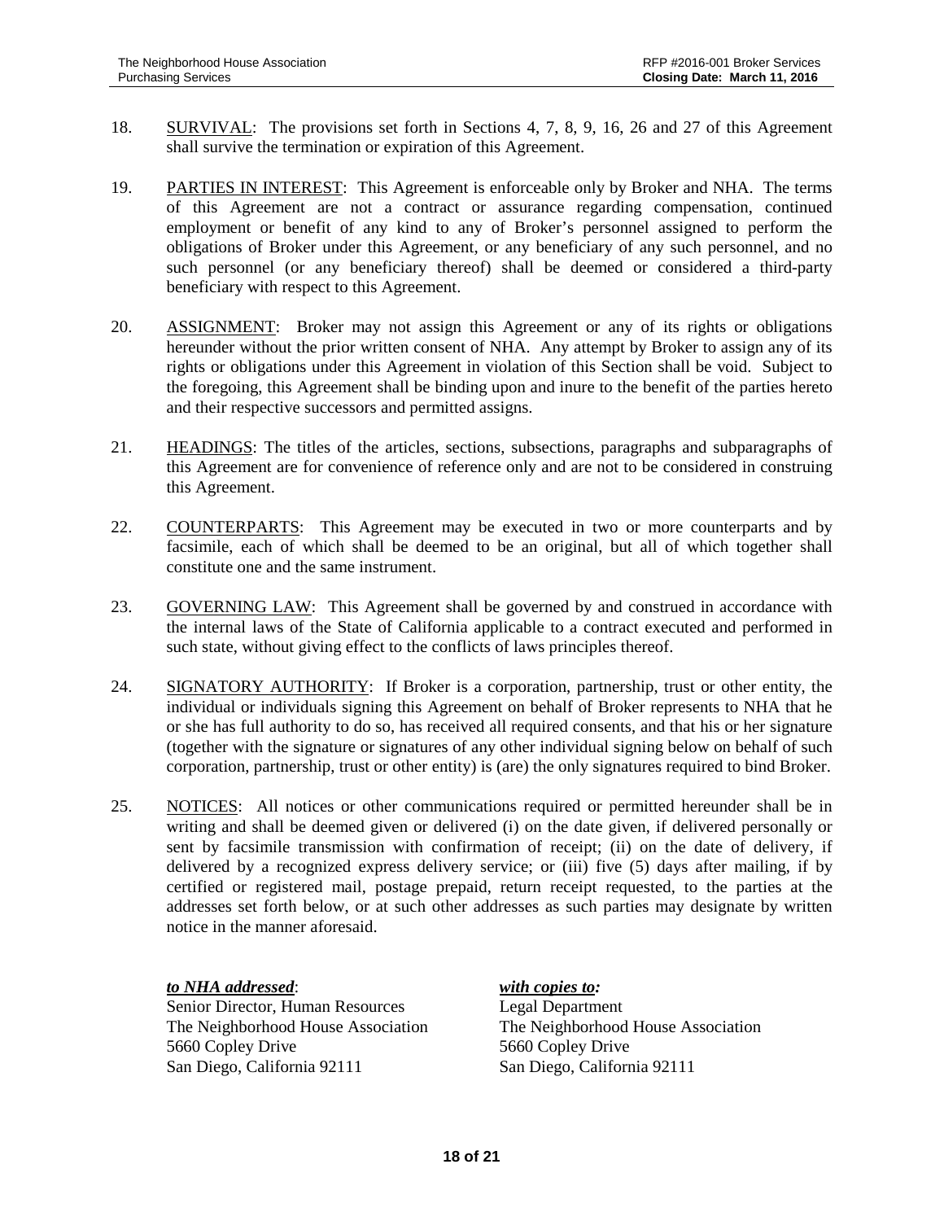18. SURVIVAL: The provisions set forth in Sections 4, 7, 8, 9, 16, 26 and 27 of this Agreement shall survive the termination or expiration of this Agreement.

19. PARTIES IN INTEREST: This Agreement is enforceable only by Broker and NHA. The terms of this Agreement are not a contract or assurance regarding compensation, continued employment or benefit of any kind to any of Broker's personnel assigned to perform the obligations of Broker under this Agreement, or any beneficiary of any such personnel, and no such personnel (or any beneficiary thereof) shall be deemed or considered a third-party beneficiary with respect to this Agreement.

20. ASSIGNMENT: Broker may not assign this Agreement or any of its rights or obligations hereunder without the prior written consent of NHA. Any attempt by Broker to assign any of its rights or obligations under this Agreement in violation of this Section shall be void. Subject to the foregoing, this Agreement shall be binding upon and inure to the benefit of the parties hereto and their respective successors and permitted assigns.

21. HEADINGS: The titles of the articles, sections, subsections, paragraphs and subparagraphs of this Agreement are for convenience of reference only and are not to be considered in construing this Agreement.

22. COUNTERPARTS: This Agreement may be executed in two or more counterparts and by facsimile, each of which shall be deemed to be an original, but all of which together shall constitute one and the same instrument.

23. GOVERNING LAW: This Agreement shall be governed by and construed in accordance with the internal laws of the State of California applicable to a contract executed and performed in such state, without giving effect to the conflicts of laws principles thereof.

24. SIGNATORY AUTHORITY: If Broker is a corporation, partnership, trust or other entity, the individual or individuals signing this Agreement on behalf of Broker represents to NHA that he or she has full authority to do so, has received all required consents, and that his or her signature (together with the signature or signatures of any other individual signing below on behalf of such corporation, partnership, trust or other entity) is (are) the only signatures required to bind Broker.

25. NOTICES: All notices or other communications required or permitted hereunder shall be in writing and shall be deemed given or delivered (i) on the date given, if delivered personally or sent by facsimile transmission with confirmation of receipt; (ii) on the date of delivery, if delivered by a recognized express delivery service; or (iii) five (5) days after mailing, if by certified or registered mail, postage prepaid, return receipt requested, to the parties at the addresses set forth below, or at such other addresses as such parties may designate by written notice in the manner aforesaid.

***to NHA addressed***:
Senior Director, Human Resources
The Neighborhood House Association
5660 Copley Drive
San Diego, California 92111

***with copies to:***
Legal Department
The Neighborhood House Association
5660 Copley Drive
San Diego, California 92111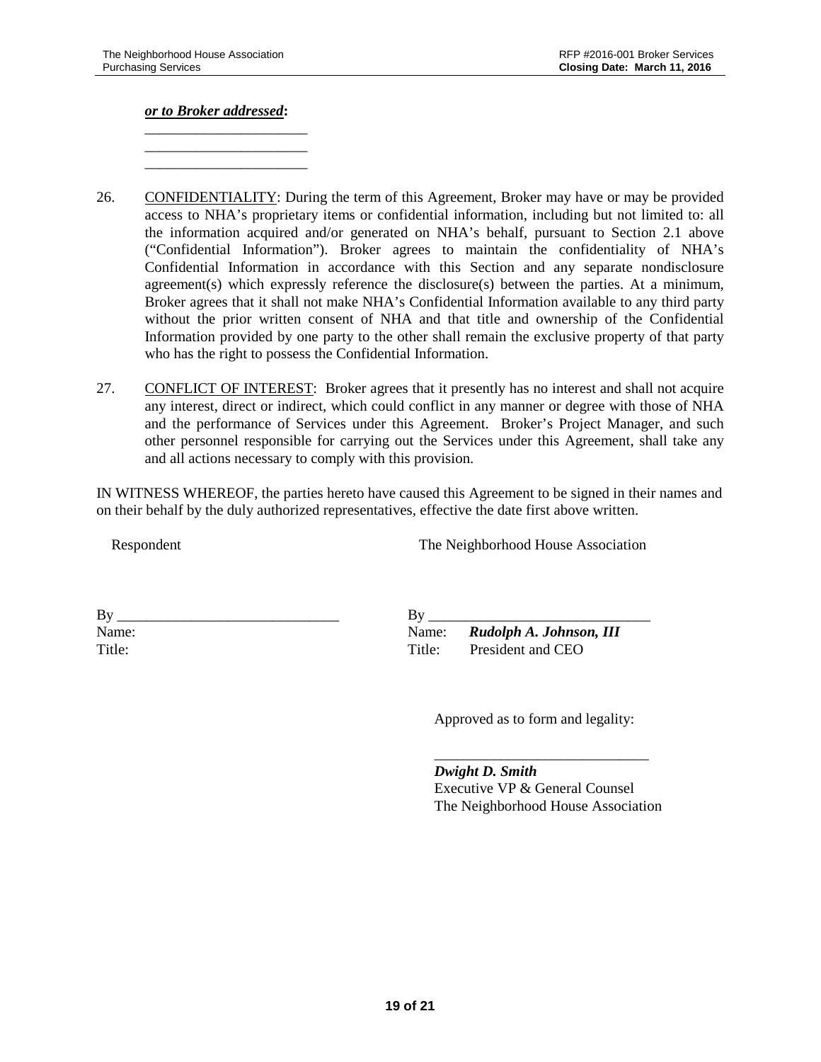***or to Broker addressed*:**

______________________

______________________

______________________

26. CONFIDENTIALITY: During the term of this Agreement, Broker may have or may be provided access to NHA's proprietary items or confidential information, including but not limited to: all the information acquired and/or generated on NHA's behalf, pursuant to Section 2.1 above ("Confidential Information"). Broker agrees to maintain the confidentiality of NHA's Confidential Information in accordance with this Section and any separate nondisclosure agreement(s) which expressly reference the disclosure(s) between the parties. At a minimum, Broker agrees that it shall not make NHA's Confidential Information available to any third party without the prior written consent of NHA and that title and ownership of the Confidential Information provided by one party to the other shall remain the exclusive property of that party who has the right to possess the Confidential Information.

27. CONFLICT OF INTEREST: Broker agrees that it presently has no interest and shall not acquire any interest, direct or indirect, which could conflict in any manner or degree with those of NHA and the performance of Services under this Agreement. Broker's Project Manager, and such other personnel responsible for carrying out the Services under this Agreement, shall take any and all actions necessary to comply with this provision.

IN WITNESS WHEREOF, the parties hereto have caused this Agreement to be signed in their names and on their behalf by the duly authorized representatives, effective the date first above written.

| Respondent | The Neighborhood House Association |
|---|---|
| By ______________________________ | By ______________________________ |
| Name: | Name: ***Rudolph A. Johnson, III*** |
| Title: | Title: President and CEO |

Approved as to form and legality:

______________________________

***Dwight D. Smith***
Executive VP & General Counsel
The Neighborhood House Association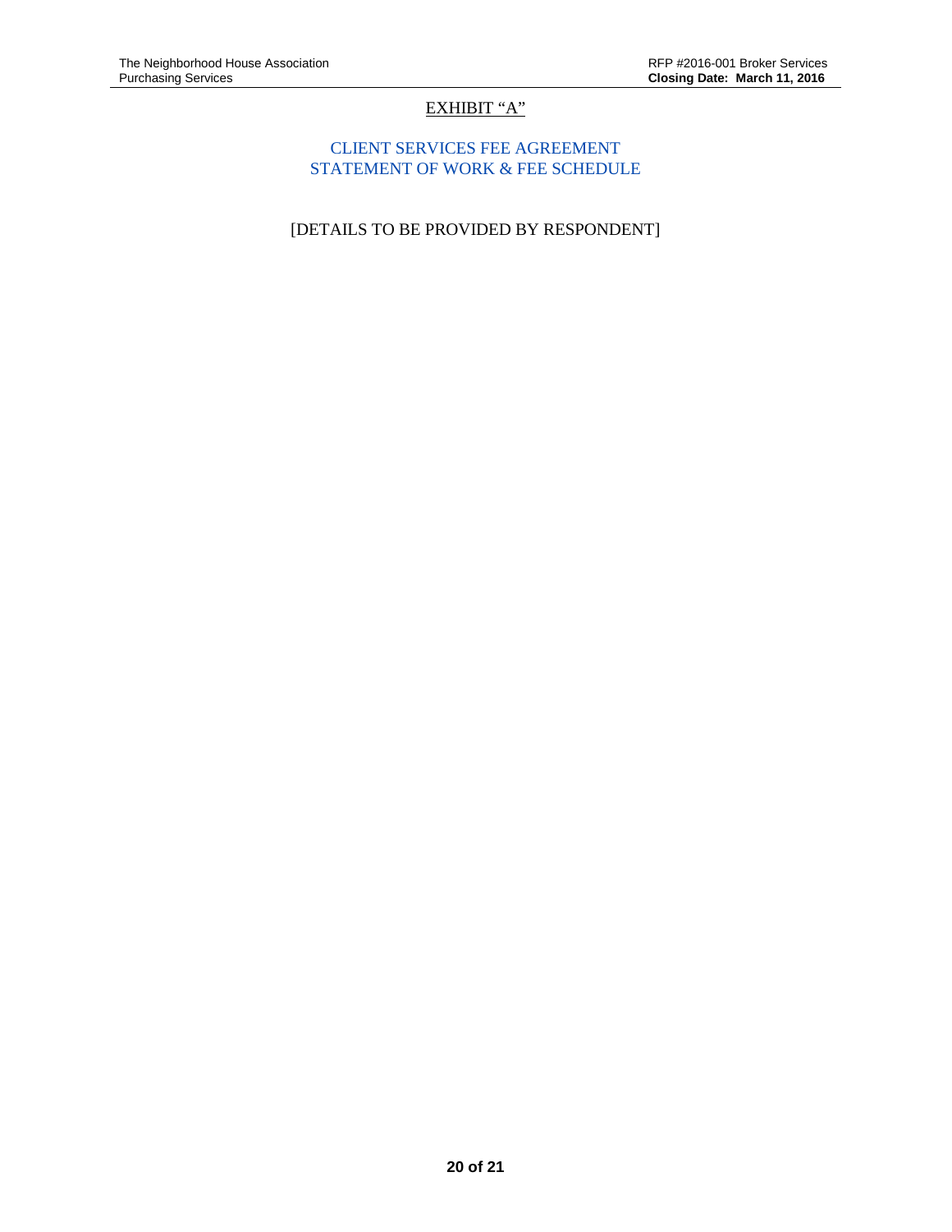# EXHIBIT "A"

## CLIENT SERVICES FEE AGREEMENT
## STATEMENT OF WORK & FEE SCHEDULE

[DETAILS TO BE PROVIDED BY RESPONDENT]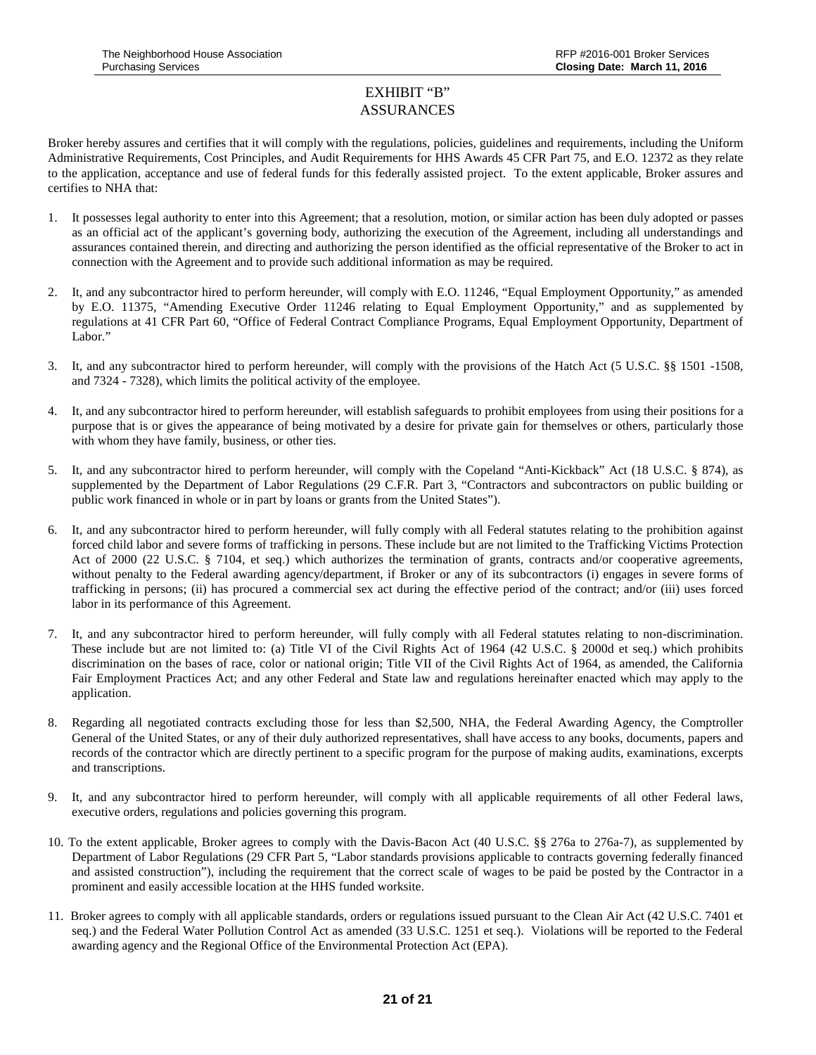# EXHIBIT "B"
# ASSURANCES

Broker hereby assures and certifies that it will comply with the regulations, policies, guidelines and requirements, including the Uniform Administrative Requirements, Cost Principles, and Audit Requirements for HHS Awards 45 CFR Part 75, and E.O. 12372 as they relate to the application, acceptance and use of federal funds for this federally assisted project. To the extent applicable, Broker assures and certifies to NHA that:

1. It possesses legal authority to enter into this Agreement; that a resolution, motion, or similar action has been duly adopted or passes as an official act of the applicant's governing body, authorizing the execution of the Agreement, including all understandings and assurances contained therein, and directing and authorizing the person identified as the official representative of the Broker to act in connection with the Agreement and to provide such additional information as may be required.

2. It, and any subcontractor hired to perform hereunder, will comply with E.O. 11246, "Equal Employment Opportunity," as amended by E.O. 11375, "Amending Executive Order 11246 relating to Equal Employment Opportunity," and as supplemented by regulations at 41 CFR Part 60, "Office of Federal Contract Compliance Programs, Equal Employment Opportunity, Department of Labor."

3. It, and any subcontractor hired to perform hereunder, will comply with the provisions of the Hatch Act (5 U.S.C. §§ 1501 -1508, and 7324 - 7328), which limits the political activity of the employee.

4. It, and any subcontractor hired to perform hereunder, will establish safeguards to prohibit employees from using their positions for a purpose that is or gives the appearance of being motivated by a desire for private gain for themselves or others, particularly those with whom they have family, business, or other ties.

5. It, and any subcontractor hired to perform hereunder, will comply with the Copeland "Anti-Kickback" Act (18 U.S.C. § 874), as supplemented by the Department of Labor Regulations (29 C.F.R. Part 3, "Contractors and subcontractors on public building or public work financed in whole or in part by loans or grants from the United States").

6. It, and any subcontractor hired to perform hereunder, will fully comply with all Federal statutes relating to the prohibition against forced child labor and severe forms of trafficking in persons. These include but are not limited to the Trafficking Victims Protection Act of 2000 (22 U.S.C. § 7104, et seq.) which authorizes the termination of grants, contracts and/or cooperative agreements, without penalty to the Federal awarding agency/department, if Broker or any of its subcontractors (i) engages in severe forms of trafficking in persons; (ii) has procured a commercial sex act during the effective period of the contract; and/or (iii) uses forced labor in its performance of this Agreement.

7. It, and any subcontractor hired to perform hereunder, will fully comply with all Federal statutes relating to non-discrimination. These include but are not limited to: (a) Title VI of the Civil Rights Act of 1964 (42 U.S.C. § 2000d et seq.) which prohibits discrimination on the bases of race, color or national origin; Title VII of the Civil Rights Act of 1964, as amended, the California Fair Employment Practices Act; and any other Federal and State law and regulations hereinafter enacted which may apply to the application.

8. Regarding all negotiated contracts excluding those for less than $2,500, NHA, the Federal Awarding Agency, the Comptroller General of the United States, or any of their duly authorized representatives, shall have access to any books, documents, papers and records of the contractor which are directly pertinent to a specific program for the purpose of making audits, examinations, excerpts and transcriptions.

9. It, and any subcontractor hired to perform hereunder, will comply with all applicable requirements of all other Federal laws, executive orders, regulations and policies governing this program.

10. To the extent applicable, Broker agrees to comply with the Davis-Bacon Act (40 U.S.C. §§ 276a to 276a-7), as supplemented by Department of Labor Regulations (29 CFR Part 5, "Labor standards provisions applicable to contracts governing federally financed and assisted construction"), including the requirement that the correct scale of wages to be paid be posted by the Contractor in a prominent and easily accessible location at the HHS funded worksite.

11. Broker agrees to comply with all applicable standards, orders or regulations issued pursuant to the Clean Air Act (42 U.S.C. 7401 et seq.) and the Federal Water Pollution Control Act as amended (33 U.S.C. 1251 et seq.). Violations will be reported to the Federal awarding agency and the Regional Office of the Environmental Protection Act (EPA).